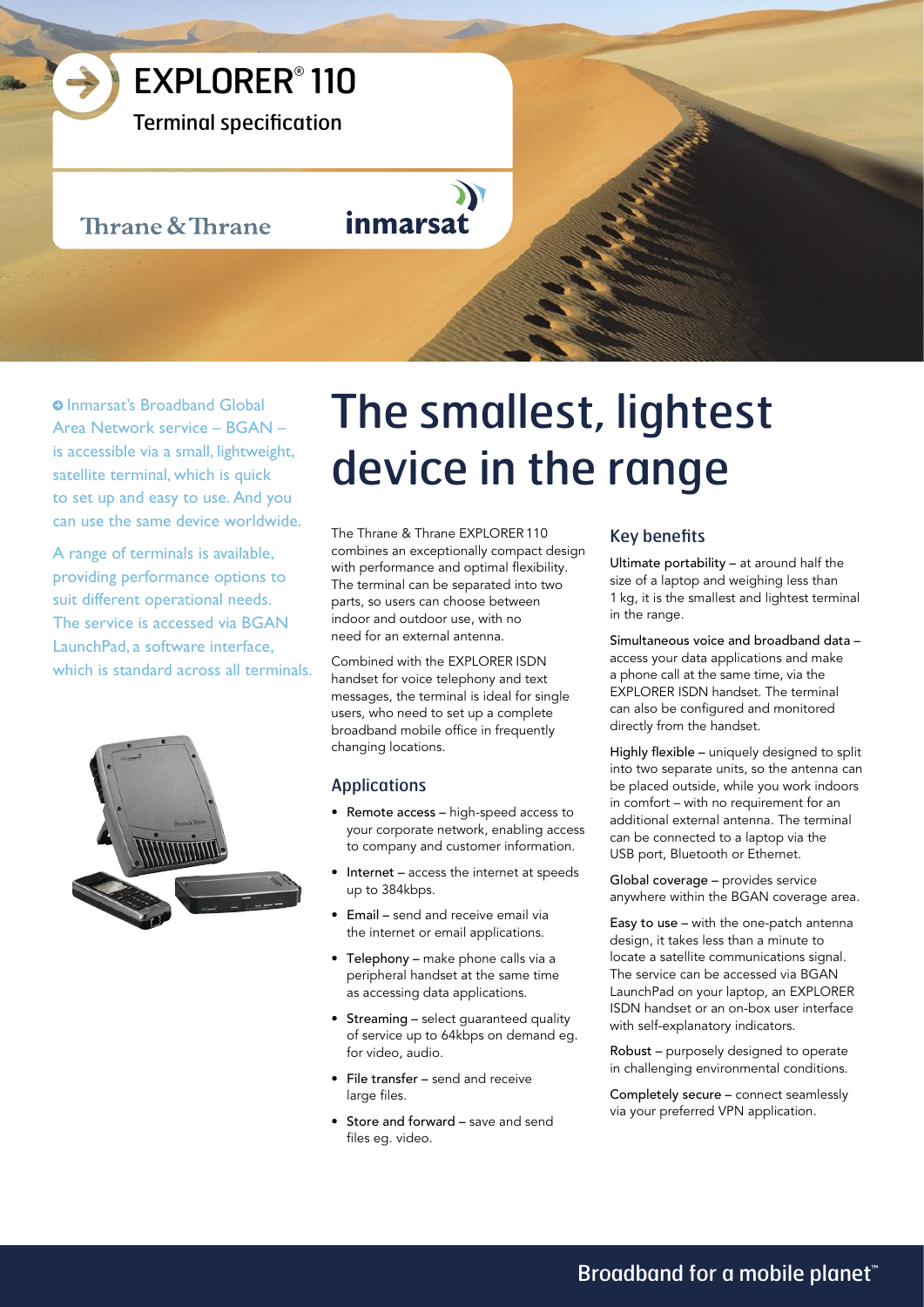# EXPLORER® 110

Terminal specification

Thrane & Thrane

inmarsat

Inmarsat's Broadband Global Area Network service – BGAN – is accessible via a small, lightweight, satellite terminal, which is quick to set up and easy to use. And you can use the same device worldwide.

A range of terminals is available, providing performance options to suit different operational needs. The service is accessed via BGAN LaunchPad, a software interface, which is standard across all terminals.

## The smallest, lightest device in the range

The Thrane & Thrane EXPLORER 110 combines an exceptionally compact design with performance and optimal flexibility. The terminal can be separated into two parts, so users can choose between indoor and outdoor use, with no need for an external antenna.

Combined with the EXPLORER ISDN handset for voice telephony and text messages, the terminal is ideal for single users, who need to set up a complete broadband mobile office in frequently changing locations.

### Applications

- Remote access – high-speed access to your corporate network, enabling access to company and customer information.
- Internet – access the internet at speeds up to 384kbps.
- Email – send and receive email via the internet or email applications.
- Telephony – make phone calls via a peripheral handset at the same time as accessing data applications.
- Streaming – select guaranteed quality of service up to 64kbps on demand eg. for video, audio.
- File transfer – send and receive large files.
- Store and forward – save and send files eg. video.

### Key benefits

Ultimate portability – at around half the size of a laptop and weighing less than 1 kg, it is the smallest and lightest terminal in the range.

Simultaneous voice and broadband data – access your data applications and make a phone call at the same time, via the EXPLORER ISDN handset. The terminal can also be configured and monitored directly from the handset.

Highly flexible – uniquely designed to split into two separate units, so the antenna can be placed outside, while you work indoors in comfort – with no requirement for an additional external antenna. The terminal can be connected to a laptop via the USB port, Bluetooth or Ethernet.

Global coverage – provides service anywhere within the BGAN coverage area.

Easy to use – with the one-patch antenna design, it takes less than a minute to locate a satellite communications signal. The service can be accessed via BGAN LaunchPad on your laptop, an EXPLORER ISDN handset or an on-box user interface with self-explanatory indicators.

Robust – purposely designed to operate in challenging environmental conditions.

Completely secure – connect seamlessly via your preferred VPN application.

Broadband for a mobile planet™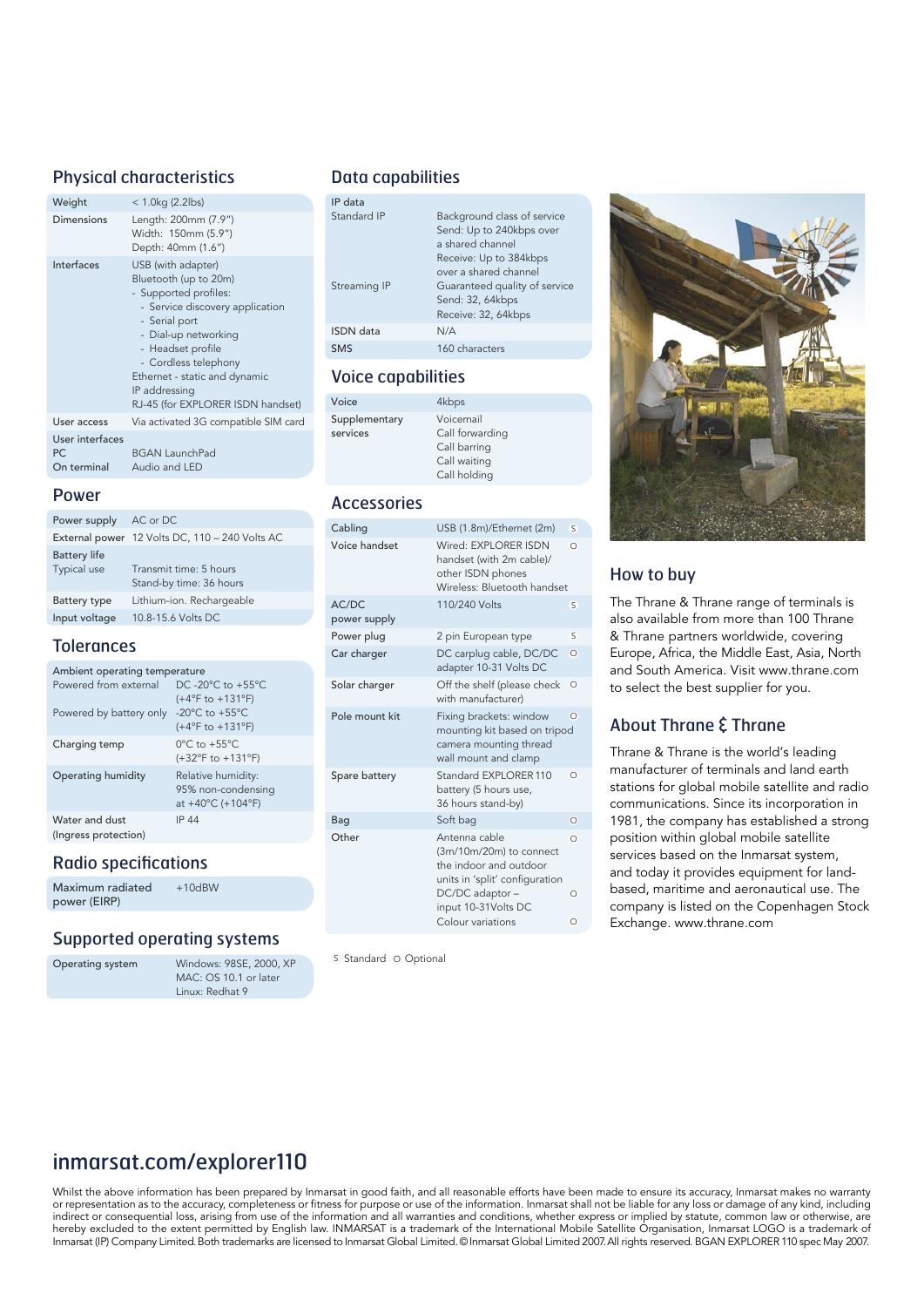## Physical characteristics

| | |
|---|---|
| Weight | < 1.0kg (2.2lbs) |
| Dimensions | Length: 200mm (7.9") Width: 150mm (5.9") Depth: 40mm (1.6") |
| Interfaces | USB (with adapter) Bluetooth (up to 20m) - Supported profiles: - Service discovery application - Serial port - Dial-up networking - Headset profile - Cordless telephony Ethernet - static and dynamic IP addressing RJ-45 (for EXPLORER ISDN handset) |
| User access | Via activated 3G compatible SIM card |
| User interfaces | |
| PC | BGAN LaunchPad |
| On terminal | Audio and LED |

## Power

| | |
|---|---|
| Power supply | AC or DC |
| External power | 12 Volts DC, 110 – 240 Volts AC |
| Battery life | |
| Typical use | Transmit time: 5 hours Stand-by time: 36 hours |
| Battery type | Lithium-ion. Rechargeable |
| Input voltage | 10.8-15.6 Volts DC |

## Tolerances

| | |
|---|---|
| Ambient operating temperature | |
| Powered from external | DC -20°C to +55°C (+4°F to +131°F) |
| Powered by battery only | -20°C to +55°C (+4°F to +131°F) |
| Charging temp | 0°C to +55°C (+32°F to +131°F) |
| Operating humidity | Relative humidity: 95% non-condensing at +40°C (+104°F) |
| Water and dust (Ingress protection) | IP 44 |

## Radio specifications

| | |
|---|---|
| Maximum radiated power (EIRP) | +10dBW |

## Supported operating systems

| | |
|---|---|
| Operating system | Windows: 98SE, 2000, XP MAC: OS 10.1 or later Linux: Redhat 9 |

## Data capabilities

| | |
|---|---|
| IP data | |
| Standard IP | Background class of service Send: Up to 240kbps over a shared channel Receive: Up to 384kbps over a shared channel |
| Streaming IP | Guaranteed quality of service Send: 32, 64kbps Receive: 32, 64kbps |
| ISDN data | N/A |
| SMS | 160 characters |

## Voice capabilities

| | |
|---|---|
| Voice | 4kbps |
| Supplementary services | Voicemail Call forwarding Call barring Call waiting Call holding |

## Accessories

| | | |
|---|---|---|
| Cabling | USB (1.8m)/Ethernet (2m) | S |
| Voice handset | Wired: EXPLORER ISDN handset (with 2m cable)/ other ISDN phones Wireless: Bluetooth handset | O |
| AC/DC power supply | 110/240 Volts | S |
| Power plug | 2 pin European type | S |
| Car charger | DC carplug cable, DC/DC adapter 10-31 Volts DC | O |
| Solar charger | Off the shelf (please check with manufacturer) | O |
| Pole mount kit | Fixing brackets: window mounting kit based on tripod camera mounting thread wall mount and clamp | O |
| Spare battery | Standard EXPLORER 110 battery (5 hours use, 36 hours stand-by) | O |
| Bag | Soft bag | O |
| Other | Antenna cable (3m/10m/20m) to connect the indoor and outdoor units in 'split' configuration | O |
| | DC/DC adaptor – input 10-31Volts DC | O |
| | Colour variations | O |

S Standard O Optional

## How to buy

The Thrane & Thrane range of terminals is also available from more than 100 Thrane & Thrane partners worldwide, covering Europe, Africa, the Middle East, Asia, North and South America. Visit www.thrane.com to select the best supplier for you.

## About Thrane & Thrane

Thrane & Thrane is the world's leading manufacturer of terminals and land earth stations for global mobile satellite and radio communications. Since its incorporation in 1981, the company has established a strong position within global mobile satellite services based on the Inmarsat system, and today it provides equipment for land-based, maritime and aeronautical use. The company is listed on the Copenhagen Stock Exchange. www.thrane.com

## inmarsat.com/explorer110

Whilst the above information has been prepared by Inmarsat in good faith, and all reasonable efforts have been made to ensure its accuracy, Inmarsat makes no warranty or representation as to the accuracy, completeness or fitness for purpose or use of the information. Inmarsat shall not be liable for any loss or damage of any kind, including indirect or consequential loss, arising from use of the information and all warranties and conditions, whether express or implied by statute, common law or otherwise, are hereby excluded to the extent permitted by English law. INMARSAT is a trademark of the International Mobile Satellite Organisation, Inmarsat LOGO is a trademark of Inmarsat (IP) Company Limited. Both trademarks are licensed to Inmarsat Global Limited. © Inmarsat Global Limited 2007. All rights reserved. BGAN EXPLORER 110 spec May 2007.